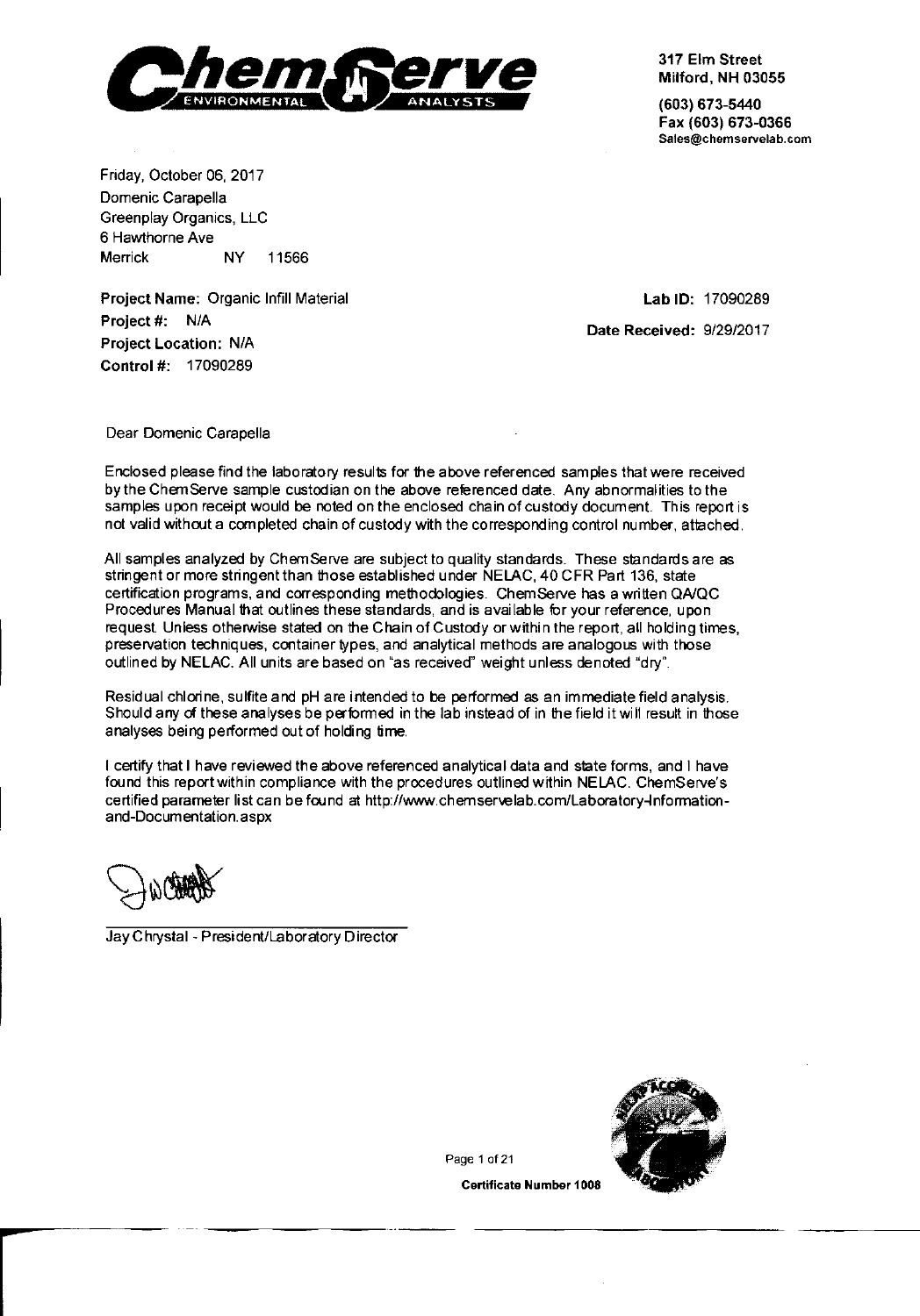**ChemServe** ENVIRONMENTAL ANALYSTS

317 Elm Street
Milford, NH 03055

(603) 673-5440
Fax (603) 673-0366
Sales@chemservelab.com

Friday, October 06, 2017
Domenic Carapella
Greenplay Organics, LLC
6 Hawthorne Ave
Merrick NY 11566

**Project Name:** Organic Infill Material
**Project #:** N/A
**Project Location:** N/A
**Control #:** 17090289

**Lab ID:** 17090289
**Date Received:** 9/29/2017

Dear Domenic Carapella

Enclosed please find the laboratory results for the above referenced samples that were received by the ChemServe sample custodian on the above referenced date. Any abnormalities to the samples upon receipt would be noted on the enclosed chain of custody document. This report is not valid without a completed chain of custody with the corresponding control number, attached.

All samples analyzed by ChemServe are subject to quality standards. These standards are as stringent or more stringent than those established under NELAC, 40 CFR Part 136, state certification programs, and corresponding methodologies. ChemServe has a written QA/QC Procedures Manual that outlines these standards, and is available for your reference, upon request. Unless otherwise stated on the Chain of Custody or within the report, all holding times, preservation techniques, container types, and analytical methods are analogous with those outlined by NELAC. All units are based on "as received" weight unless denoted "dry".

Residual chlorine, sulfite and pH are intended to be performed as an immediate field analysis. Should any of these analyses be performed in the lab instead of in the field it will result in those analyses being performed out of holding time.

I certify that I have reviewed the above referenced analytical data and state forms, and I have found this report within compliance with the procedures outlined within NELAC. ChemServe's certified parameter list can be found at http://www.chemservelab.com/Laboratory-Information-and-Documentation.aspx

Jay Chrystal - President/Laboratory Director

**Certificate Number 1008**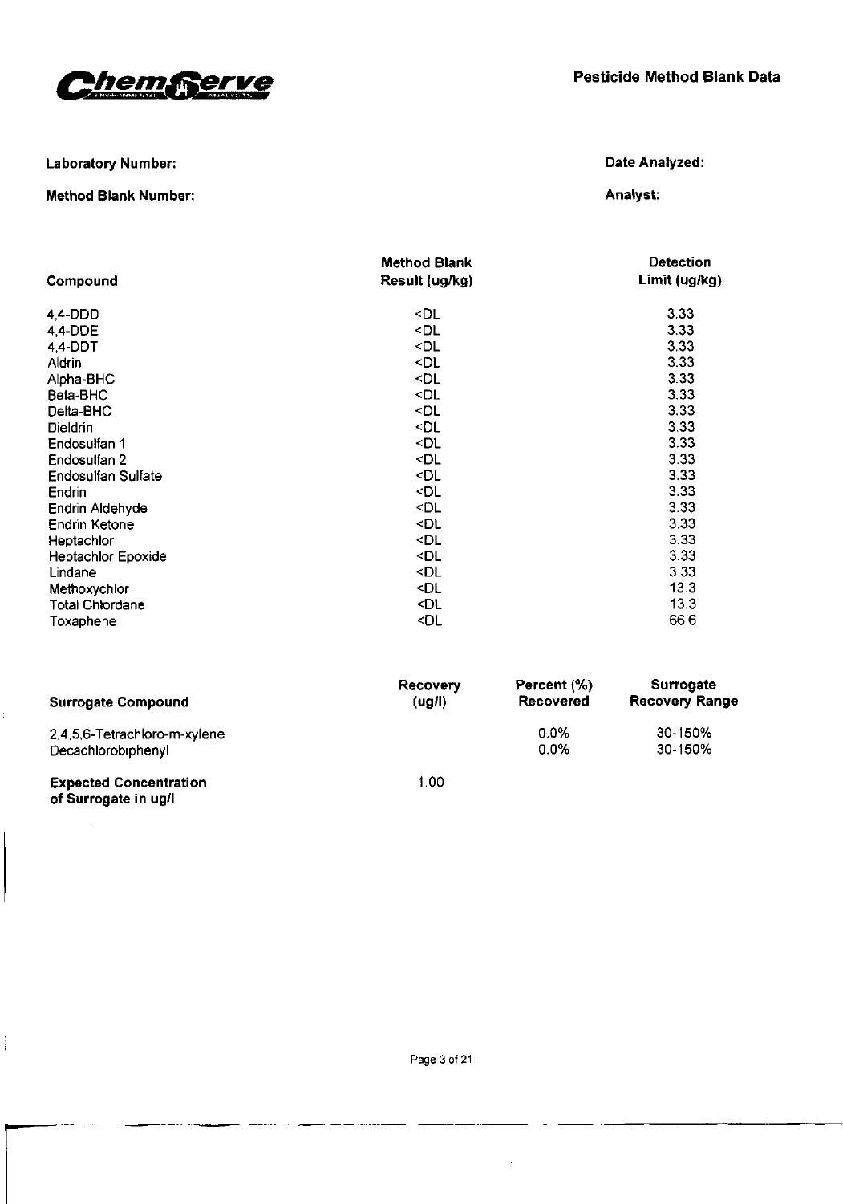ChemServe

# Pesticide Method Blank Data

**Laboratory Number:**

**Method Blank Number:**

**Date Analyzed:**

**Analyst:**

| Compound | Method Blank Result (ug/kg) | Detection Limit (ug/kg) |
|---|---|---|
| 4,4-DDD | <DL | 3.33 |
| 4,4-DDE | <DL | 3.33 |
| 4,4-DDT | <DL | 3.33 |
| Aldrin | <DL | 3.33 |
| Alpha-BHC | <DL | 3.33 |
| Beta-BHC | <DL | 3.33 |
| Delta-BHC | <DL | 3.33 |
| Dieldrin | <DL | 3.33 |
| Endosulfan 1 | <DL | 3.33 |
| Endosulfan 2 | <DL | 3.33 |
| Endosulfan Sulfate | <DL | 3.33 |
| Endrin | <DL | 3.33 |
| Endrin Aldehyde | <DL | 3.33 |
| Endrin Ketone | <DL | 3.33 |
| Heptachlor | <DL | 3.33 |
| Heptachlor Epoxide | <DL | 3.33 |
| Lindane | <DL | 3.33 |
| Methoxychlor | <DL | 13.3 |
| Total Chlordane | <DL | 13.3 |
| Toxaphene | <DL | 66.6 |

| Surrogate Compound | Recovery (ug/l) | Percent (%) Recovered | Surrogate Recovery Range |
|---|---|---|---|
| 2,4,5,6-Tetrachloro-m-xylene | | 0.0% | 30-150% |
| Decachlorobiphenyl | | 0.0% | 30-150% |
| **Expected Concentration of Surrogate in ug/l** | 1.00 | | |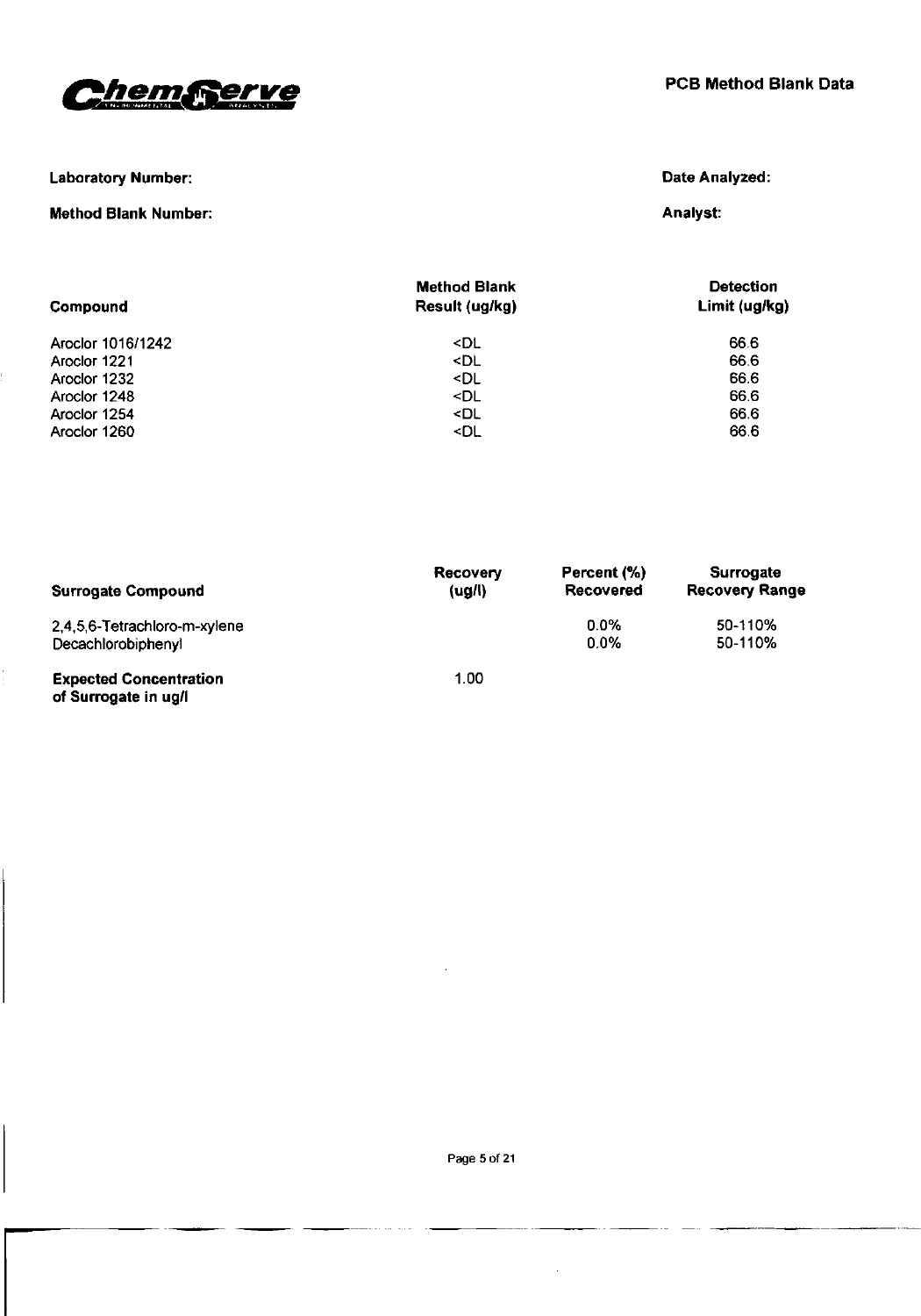ChemServe

# PCB Method Blank Data

**Laboratory Number:**

**Method Blank Number:**

**Date Analyzed:**

**Analyst:**

| Compound | Method Blank Result (ug/kg) | Detection Limit (ug/kg) |
|---|---|---|
| Aroclor 1016/1242 | <DL | 66.6 |
| Aroclor 1221 | <DL | 66.6 |
| Aroclor 1232 | <DL | 66.6 |
| Aroclor 1248 | <DL | 66.6 |
| Aroclor 1254 | <DL | 66.6 |
| Aroclor 1260 | <DL | 66.6 |

| Surrogate Compound | Recovery (ug/l) | Percent (%) Recovered | Surrogate Recovery Range |
|---|---|---|---|
| 2,4,5,6-Tetrachloro-m-xylene | | 0.0% | 50-110% |
| Decachlorobiphenyl | | 0.0% | 50-110% |
| **Expected Concentration of Surrogate in ug/l** | 1.00 | | |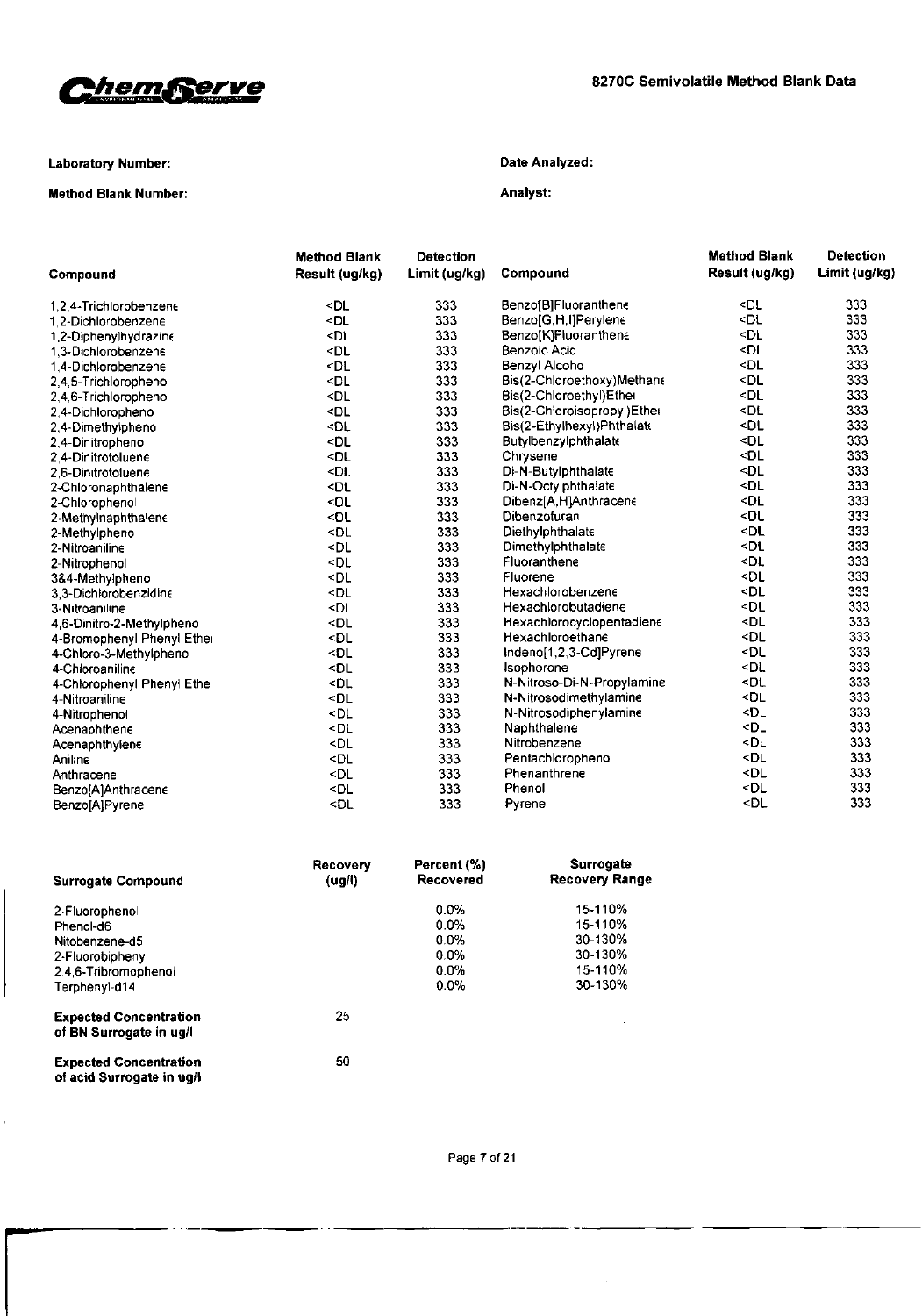**ChemServe**

## 8270C Semivolatile Method Blank Data

**Laboratory Number:**

**Method Blank Number:**

**Date Analyzed:**

**Analyst:**

| Compound | Method Blank Result (ug/kg) | Detection Limit (ug/kg) |
|---|---|---|
| 1,2,4-Trichlorobenzene | <DL | 333 |
| 1,2-Dichlorobenzene | <DL | 333 |
| 1,2-Diphenylhydrazine | <DL | 333 |
| 1,3-Dichlorobenzene | <DL | 333 |
| 1,4-Dichlorobenzene | <DL | 333 |
| 2,4,5-Trichloropheno | <DL | 333 |
| 2,4,6-Trichloropheno | <DL | 333 |
| 2,4-Dichloropheno | <DL | 333 |
| 2,4-Dimethylpheno | <DL | 333 |
| 2,4-Dinitropheno | <DL | 333 |
| 2,4-Dinitrotoluene | <DL | 333 |
| 2,6-Dinitrotoluene | <DL | 333 |
| 2-Chloronaphthalene | <DL | 333 |
| 2-Chlorophenol | <DL | 333 |
| 2-Methylnaphthalene | <DL | 333 |
| 2-Methylpheno | <DL | 333 |
| 2-Nitroaniline | <DL | 333 |
| 2-Nitrophenol | <DL | 333 |
| 3&4-Methylpheno | <DL | 333 |
| 3,3-Dichlorobenzidine | <DL | 333 |
| 3-Nitroaniline | <DL | 333 |
| 4,6-Dinitro-2-Methylpheno | <DL | 333 |
| 4-Bromophenyl Phenyl Ether | <DL | 333 |
| 4-Chloro-3-Methylpheno | <DL | 333 |
| 4-Chloroaniline | <DL | 333 |
| 4-Chlorophenyl Phenyl Ethe | <DL | 333 |
| 4-Nitroaniline | <DL | 333 |
| 4-Nitrophenol | <DL | 333 |
| Acenaphthene | <DL | 333 |
| Acenaphthylene | <DL | 333 |
| Aniline | <DL | 333 |
| Anthracene | <DL | 333 |
| Benzo[A]Anthracene | <DL | 333 |
| Benzo[A]Pyrene | <DL | 333 |
| Benzo[B]Fluoranthene | <DL | 333 |
| Benzo[G,H,I]Perylene | <DL | 333 |
| Benzo[K]Fluoranthene | <DL | 333 |
| Benzoic Acid | <DL | 333 |
| Benzyl Alcoho | <DL | 333 |
| Bis(2-Chloroethoxy)Methane | <DL | 333 |
| Bis(2-Chloroethyl)Ether | <DL | 333 |
| Bis(2-Chloroisopropyl)Ether | <DL | 333 |
| Bis(2-Ethylhexyl)Phthalate | <DL | 333 |
| Butylbenzylphthalate | <DL | 333 |
| Chrysene | <DL | 333 |
| Di-N-Butylphthalate | <DL | 333 |
| Di-N-Octylphthalate | <DL | 333 |
| Dibenz[A,H]Anthracene | <DL | 333 |
| Dibenzofuran | <DL | 333 |
| Diethylphthalate | <DL | 333 |
| Dimethylphthalate | <DL | 333 |
| Fluoranthene | <DL | 333 |
| Fluorene | <DL | 333 |
| Hexachlorobenzene | <DL | 333 |
| Hexachlorobutadiene | <DL | 333 |
| Hexachlorocyclopentadiene | <DL | 333 |
| Hexachloroethane | <DL | 333 |
| Indeno[1,2,3-Cd]Pyrene | <DL | 333 |
| Isophorone | <DL | 333 |
| N-Nitroso-Di-N-Propylamine | <DL | 333 |
| N-Nitrosodimethylamine | <DL | 333 |
| N-Nitrosodiphenylamine | <DL | 333 |
| Naphthalene | <DL | 333 |
| Nitrobenzene | <DL | 333 |
| Pentachloropheno | <DL | 333 |
| Phenanthrene | <DL | 333 |
| Phenol | <DL | 333 |
| Pyrene | <DL | 333 |

| Surrogate Compound | Recovery (ug/l) | Percent (%) Recovered | Surrogate Recovery Range |
|---|---|---|---|
| 2-Fluorophenol | | 0.0% | 15-110% |
| Phenol-d6 | | 0.0% | 15-110% |
| Nitobenzene-d5 | | 0.0% | 30-130% |
| 2-Fluorobipheny | | 0.0% | 30-130% |
| 2,4,6-Tribromophenol | | 0.0% | 15-110% |
| Terphenyl-d14 | | 0.0% | 30-130% |
| **Expected Concentration of BN Surrogate in ug/l** | 25 | | |
| **Expected Concentration of acid Surrogate in ug/l** | 50 | | |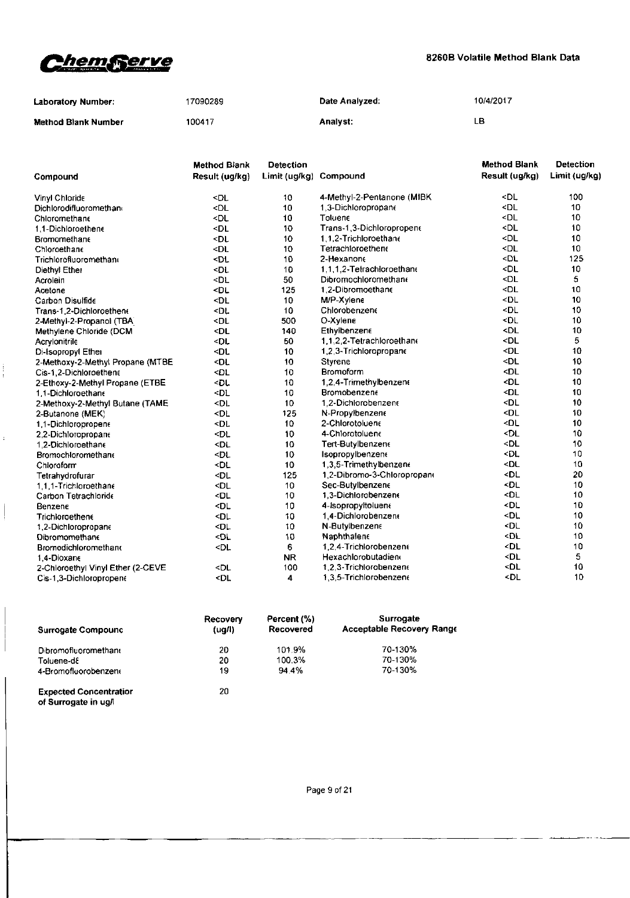**ChemServe**

# 8260B Volatile Method Blank Data

| | | | |
|---|---|---|---|
| **Laboratory Number:** | 17090289 | **Date Analyzed:** | 10/4/2017 |
| **Method Blank Number** | 100417 | **Analyst:** | LB |

| Compound | Method Blank Result (ug/kg) | Detection Limit (ug/kg) | Compound | Method Blank Result (ug/kg) | Detection Limit (ug/kg) |
|---|---|---|---|---|---|
| Vinyl Chloride | <DL | 10 | 4-Methyl-2-Pentanone (MIBK | <DL | 100 |
| Dichlorodifluoromethane | <DL | 10 | 1,3-Dichloropropane | <DL | 10 |
| Chloromethane | <DL | 10 | Toluene | <DL | 10 |
| 1,1-Dichloroethene | <DL | 10 | Trans-1,3-Dichloropropene | <DL | 10 |
| Bromomethane | <DL | 10 | 1,1,2-Trichloroethane | <DL | 10 |
| Chloroethane | <DL | 10 | Tetrachloroethene | <DL | 10 |
| Trichlorofluoromethane | <DL | 10 | 2-Hexanone | <DL | 125 |
| Diethyl Ether | <DL | 10 | 1,1,1,2-Tetrachloroethane | <DL | 10 |
| Acrolein | <DL | 50 | Dibromochloromethane | <DL | 5 |
| Acetone | <DL | 125 | 1,2-Dibromoethane | <DL | 10 |
| Carbon Disulfide | <DL | 10 | M/P-Xylene | <DL | 10 |
| Trans-1,2-Dichloroethene | <DL | 10 | Chlorobenzene | <DL | 10 |
| 2-Methyl-2-Propanol (TBA | <DL | 500 | O-Xylene | <DL | 10 |
| Methylene Chloride (DCM | <DL | 140 | Ethylbenzene | <DL | 10 |
| Acrylonitrile | <DL | 50 | 1,1,2,2-Tetrachloroethane | <DL | 5 |
| Di-Isopropyl Ether | <DL | 10 | 1,2,3-Trichloropropane | <DL | 10 |
| 2-Methoxy-2-Methyl Propane (MTBE | <DL | 10 | Styrene | <DL | 10 |
| Cis-1,2-Dichloroethene | <DL | 10 | Bromoform | <DL | 10 |
| 2-Ethoxy-2-Methyl Propane (ETBE | <DL | 10 | 1,2,4-Trimethylbenzene | <DL | 10 |
| 1,1-Dichloroethane | <DL | 10 | Bromobenzene | <DL | 10 |
| 2-Methoxy-2-Methyl Butane (TAME | <DL | 10 | 1,2-Dichlorobenzene | <DL | 10 |
| 2-Butanone (MEK) | <DL | 125 | N-Propylbenzene | <DL | 10 |
| 1,1-Dichloropropene | <DL | 10 | 2-Chlorotoluene | <DL | 10 |
| 2,2-Dichloropropane | <DL | 10 | 4-Chlorotoluene | <DL | 10 |
| 1,2-Dichloroethane | <DL | 10 | Tert-Butylbenzene | <DL | 10 |
| Bromochloromethane | <DL | 10 | Isopropylbenzene | <DL | 10 |
| Chloroform | <DL | 10 | 1,3,5-Trimethylbenzene | <DL | 10 |
| Tetrahydrofuran | <DL | 125 | 1,2-Dibromo-3-Chloropropane | <DL | 20 |
| 1,1,1-Trichloroethane | <DL | 10 | Sec-Butylbenzene | <DL | 10 |
| Carbon Tetrachloride | <DL | 10 | 1,3-Dichlorobenzene | <DL | 10 |
| Benzene | <DL | 10 | 4-Isopropyltoluene | <DL | 10 |
| Trichloroethene | <DL | 10 | 1,4-Dichlorobenzene | <DL | 10 |
| 1,2-Dichloropropane | <DL | 10 | N-Butylbenzene | <DL | 10 |
| Dibromomethane | <DL | 10 | Naphthalene | <DL | 10 |
| Bromodichloromethane | <DL | 6 | 1,2,4-Trichlorobenzene | <DL | 10 |
| 1,4-Dioxane | | NR | Hexachlorobutadiene | <DL | 5 |
| 2-Chloroethyl Vinyl Ether (2-CEVE | <DL | 100 | 1,2,3-Trichlorobenzene | <DL | 10 |
| Cis-1,3-Dichloropropene | <DL | 4 | 1,3,5-Trichlorobenzene | <DL | 10 |

| Surrogate Compound | Recovery (ug/l) | Percent (%) Recovered | Surrogate Acceptable Recovery Range |
|---|---|---|---|
| Dibromofluoromethane | 20 | 101.9% | 70-130% |
| Toluene-d8 | 20 | 100.3% | 70-130% |
| 4-Bromofluorobenzene | 19 | 94.4% | 70-130% |

**Expected Concentration of Surrogate in ug/l** 20